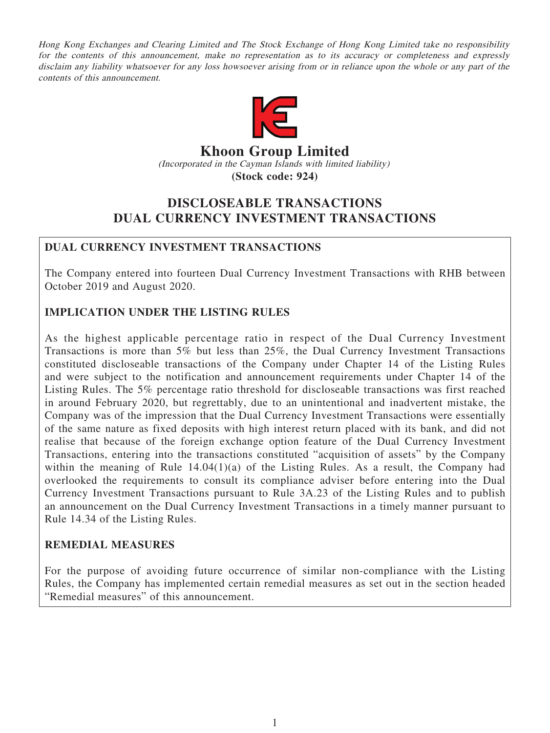*Hong Kong Exchanges and Clearing Limited and The Stock Exchange of Hong Kong Limited take no responsibility for the contents of this announcement, make no representation as to its accuracy or completeness and expressly disclaim any liability whatsoever for any loss howsoever arising from or in reliance upon the whole or any part of the contents of this announcement.*

# Khoon Group Limited

*(Incorporated in the Cayman Islands with limited liability)*

**(Stock code: 924)**

# DISCLOSEABLE TRANSACTIONS DUAL CURRENCY INVESTMENT TRANSACTIONS

## DUAL CURRENCY INVESTMENT TRANSACTIONS

The Company entered into fourteen Dual Currency Investment Transactions with RHB between October 2019 and August 2020.

## IMPLICATION UNDER THE LISTING RULES

As the highest applicable percentage ratio in respect of the Dual Currency Investment Transactions is more than 5% but less than 25%, the Dual Currency Investment Transactions constituted discloseable transactions of the Company under Chapter 14 of the Listing Rules and were subject to the notification and announcement requirements under Chapter 14 of the Listing Rules. The 5% percentage ratio threshold for discloseable transactions was first reached in around February 2020, but regrettably, due to an unintentional and inadvertent mistake, the Company was of the impression that the Dual Currency Investment Transactions were essentially of the same nature as fixed deposits with high interest return placed with its bank, and did not realise that because of the foreign exchange option feature of the Dual Currency Investment Transactions, entering into the transactions constituted "acquisition of assets" by the Company within the meaning of Rule 14.04(1)(a) of the Listing Rules. As a result, the Company had overlooked the requirements to consult its compliance adviser before entering into the Dual Currency Investment Transactions pursuant to Rule 3A.23 of the Listing Rules and to publish an announcement on the Dual Currency Investment Transactions in a timely manner pursuant to Rule 14.34 of the Listing Rules.

## REMEDIAL MEASURES

For the purpose of avoiding future occurrence of similar non-compliance with the Listing Rules, the Company has implemented certain remedial measures as set out in the section headed "Remedial measures" of this announcement.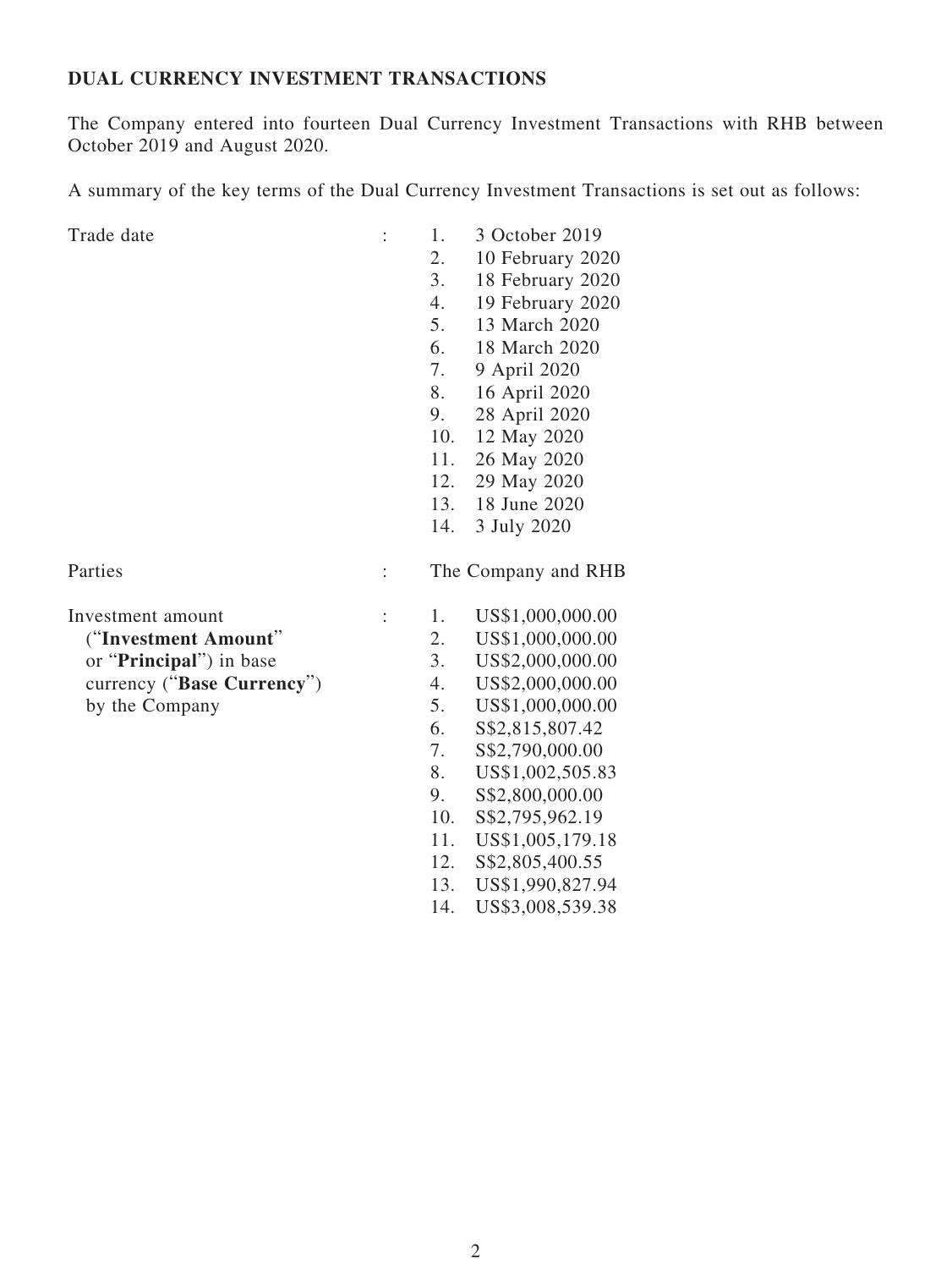**DUAL CURRENCY INVESTMENT TRANSACTIONS**

The Company entered into fourteen Dual Currency Investment Transactions with RHB between October 2019 and August 2020.

A summary of the key terms of the Dual Currency Investment Transactions is set out as follows:

| | | |
|---|---|---|
| Trade date | : | 1. 3 October 2019<br>2. 10 February 2020<br>3. 18 February 2020<br>4. 19 February 2020<br>5. 13 March 2020<br>6. 18 March 2020<br>7. 9 April 2020<br>8. 16 April 2020<br>9. 28 April 2020<br>10. 12 May 2020<br>11. 26 May 2020<br>12. 29 May 2020<br>13. 18 June 2020<br>14. 3 July 2020 |
| Parties | : | The Company and RHB |
| Investment amount ("**Investment Amount**" or "**Principal**") in base currency ("**Base Currency**") by the Company | : | 1. US$1,000,000.00<br>2. US$1,000,000.00<br>3. US$2,000,000.00<br>4. US$2,000,000.00<br>5. US$1,000,000.00<br>6. S$2,815,807.42<br>7. S$2,790,000.00<br>8. US$1,002,505.83<br>9. S$2,800,000.00<br>10. S$2,795,962.19<br>11. US$1,005,179.18<br>12. S$2,805,400.55<br>13. US$1,990,827.94<br>14. US$3,008,539.38 |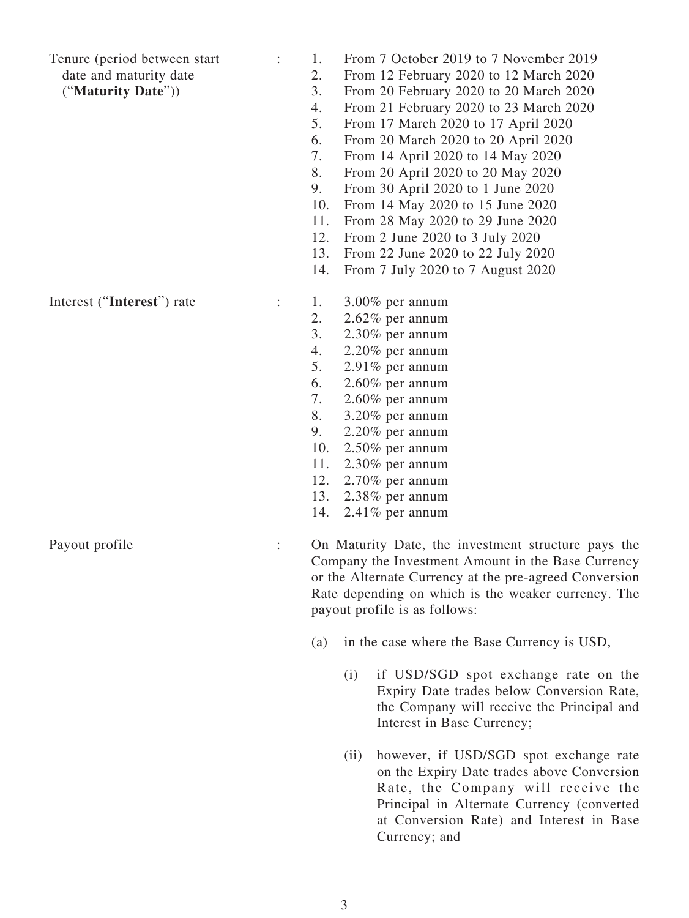Tenure (period between start date and maturity date ("**Maturity Date**")) :

1. From 7 October 2019 to 7 November 2019
2. From 12 February 2020 to 12 March 2020
3. From 20 February 2020 to 20 March 2020
4. From 21 February 2020 to 23 March 2020
5. From 17 March 2020 to 17 April 2020
6. From 20 March 2020 to 20 April 2020
7. From 14 April 2020 to 14 May 2020
8. From 20 April 2020 to 20 May 2020
9. From 30 April 2020 to 1 June 2020
10. From 14 May 2020 to 15 June 2020
11. From 28 May 2020 to 29 June 2020
12. From 2 June 2020 to 3 July 2020
13. From 22 June 2020 to 22 July 2020
14. From 7 July 2020 to 7 August 2020

Interest ("**Interest**") rate :

1. 3.00% per annum
2. 2.62% per annum
3. 2.30% per annum
4. 2.20% per annum
5. 2.91% per annum
6. 2.60% per annum
7. 2.60% per annum
8. 3.20% per annum
9. 2.20% per annum
10. 2.50% per annum
11. 2.30% per annum
12. 2.70% per annum
13. 2.38% per annum
14. 2.41% per annum

Payout profile :

On Maturity Date, the investment structure pays the Company the Investment Amount in the Base Currency or the Alternate Currency at the pre-agreed Conversion Rate depending on which is the weaker currency. The payout profile is as follows:

(a) in the case where the Base Currency is USD,

(i) if USD/SGD spot exchange rate on the Expiry Date trades below Conversion Rate, the Company will receive the Principal and Interest in Base Currency;

(ii) however, if USD/SGD spot exchange rate on the Expiry Date trades above Conversion Rate, the Company will receive the Principal in Alternate Currency (converted at Conversion Rate) and Interest in Base Currency; and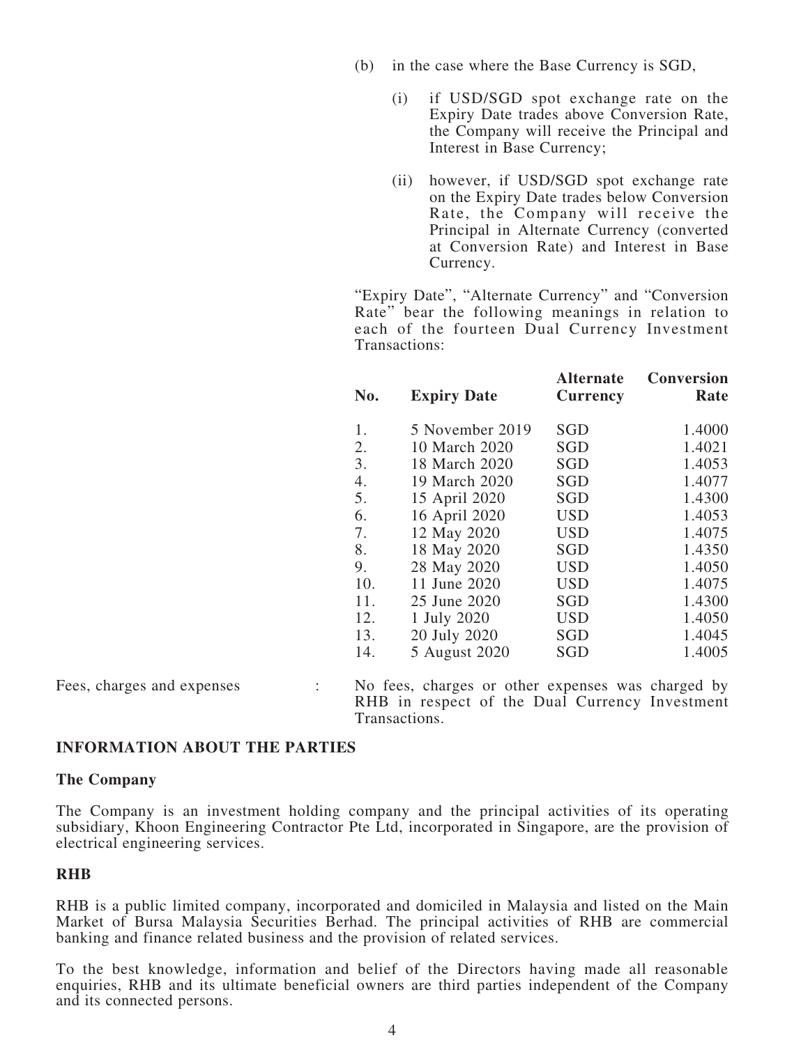(b) in the case where the Base Currency is SGD,

  (i) if USD/SGD spot exchange rate on the Expiry Date trades above Conversion Rate, the Company will receive the Principal and Interest in Base Currency;

  (ii) however, if USD/SGD spot exchange rate on the Expiry Date trades below Conversion Rate, the Company will receive the Principal in Alternate Currency (converted at Conversion Rate) and Interest in Base Currency.

"Expiry Date", "Alternate Currency" and "Conversion Rate" bear the following meanings in relation to each of the fourteen Dual Currency Investment Transactions:

| No. | Expiry Date | Alternate Currency | Conversion Rate |
|---|---|---|---|
| 1. | 5 November 2019 | SGD | 1.4000 |
| 2. | 10 March 2020 | SGD | 1.4021 |
| 3. | 18 March 2020 | SGD | 1.4053 |
| 4. | 19 March 2020 | SGD | 1.4077 |
| 5. | 15 April 2020 | SGD | 1.4300 |
| 6. | 16 April 2020 | USD | 1.4053 |
| 7. | 12 May 2020 | USD | 1.4075 |
| 8. | 18 May 2020 | SGD | 1.4350 |
| 9. | 28 May 2020 | USD | 1.4050 |
| 10. | 11 June 2020 | USD | 1.4075 |
| 11. | 25 June 2020 | SGD | 1.4300 |
| 12. | 1 July 2020 | USD | 1.4050 |
| 13. | 20 July 2020 | SGD | 1.4045 |
| 14. | 5 August 2020 | SGD | 1.4005 |

Fees, charges and expenses : No fees, charges or other expenses was charged by RHB in respect of the Dual Currency Investment Transactions.

## INFORMATION ABOUT THE PARTIES

### The Company

The Company is an investment holding company and the principal activities of its operating subsidiary, Khoon Engineering Contractor Pte Ltd, incorporated in Singapore, are the provision of electrical engineering services.

### RHB

RHB is a public limited company, incorporated and domiciled in Malaysia and listed on the Main Market of Bursa Malaysia Securities Berhad. The principal activities of RHB are commercial banking and finance related business and the provision of related services.

To the best knowledge, information and belief of the Directors having made all reasonable enquiries, RHB and its ultimate beneficial owners are third parties independent of the Company and its connected persons.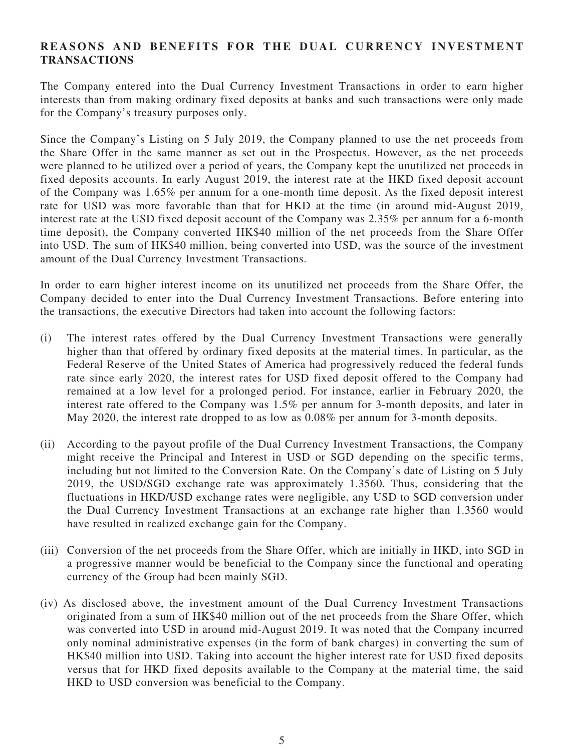## REASONS AND BENEFITS FOR THE DUAL CURRENCY INVESTMENT TRANSACTIONS

The Company entered into the Dual Currency Investment Transactions in order to earn higher interests than from making ordinary fixed deposits at banks and such transactions were only made for the Company's treasury purposes only.

Since the Company's Listing on 5 July 2019, the Company planned to use the net proceeds from the Share Offer in the same manner as set out in the Prospectus. However, as the net proceeds were planned to be utilized over a period of years, the Company kept the unutilized net proceeds in fixed deposits accounts. In early August 2019, the interest rate at the HKD fixed deposit account of the Company was 1.65% per annum for a one-month time deposit. As the fixed deposit interest rate for USD was more favorable than that for HKD at the time (in around mid-August 2019, interest rate at the USD fixed deposit account of the Company was 2.35% per annum for a 6-month time deposit), the Company converted HK$40 million of the net proceeds from the Share Offer into USD. The sum of HK$40 million, being converted into USD, was the source of the investment amount of the Dual Currency Investment Transactions.

In order to earn higher interest income on its unutilized net proceeds from the Share Offer, the Company decided to enter into the Dual Currency Investment Transactions. Before entering into the transactions, the executive Directors had taken into account the following factors:

(i) The interest rates offered by the Dual Currency Investment Transactions were generally higher than that offered by ordinary fixed deposits at the material times. In particular, as the Federal Reserve of the United States of America had progressively reduced the federal funds rate since early 2020, the interest rates for USD fixed deposit offered to the Company had remained at a low level for a prolonged period. For instance, earlier in February 2020, the interest rate offered to the Company was 1.5% per annum for 3-month deposits, and later in May 2020, the interest rate dropped to as low as 0.08% per annum for 3-month deposits.

(ii) According to the payout profile of the Dual Currency Investment Transactions, the Company might receive the Principal and Interest in USD or SGD depending on the specific terms, including but not limited to the Conversion Rate. On the Company's date of Listing on 5 July 2019, the USD/SGD exchange rate was approximately 1.3560. Thus, considering that the fluctuations in HKD/USD exchange rates were negligible, any USD to SGD conversion under the Dual Currency Investment Transactions at an exchange rate higher than 1.3560 would have resulted in realized exchange gain for the Company.

(iii) Conversion of the net proceeds from the Share Offer, which are initially in HKD, into SGD in a progressive manner would be beneficial to the Company since the functional and operating currency of the Group had been mainly SGD.

(iv) As disclosed above, the investment amount of the Dual Currency Investment Transactions originated from a sum of HK$40 million out of the net proceeds from the Share Offer, which was converted into USD in around mid-August 2019. It was noted that the Company incurred only nominal administrative expenses (in the form of bank charges) in converting the sum of HK$40 million into USD. Taking into account the higher interest rate for USD fixed deposits versus that for HKD fixed deposits available to the Company at the material time, the said HKD to USD conversion was beneficial to the Company.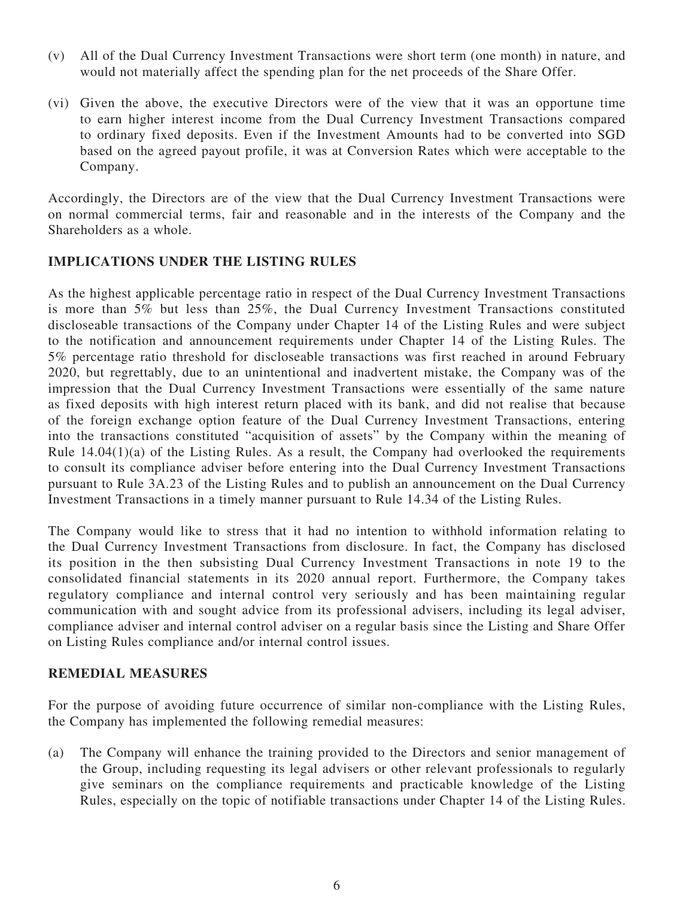(v) All of the Dual Currency Investment Transactions were short term (one month) in nature, and would not materially affect the spending plan for the net proceeds of the Share Offer.

(vi) Given the above, the executive Directors were of the view that it was an opportune time to earn higher interest income from the Dual Currency Investment Transactions compared to ordinary fixed deposits. Even if the Investment Amounts had to be converted into SGD based on the agreed payout profile, it was at Conversion Rates which were acceptable to the Company.

Accordingly, the Directors are of the view that the Dual Currency Investment Transactions were on normal commercial terms, fair and reasonable and in the interests of the Company and the Shareholders as a whole.

## IMPLICATIONS UNDER THE LISTING RULES

As the highest applicable percentage ratio in respect of the Dual Currency Investment Transactions is more than 5% but less than 25%, the Dual Currency Investment Transactions constituted discloseable transactions of the Company under Chapter 14 of the Listing Rules and were subject to the notification and announcement requirements under Chapter 14 of the Listing Rules. The 5% percentage ratio threshold for discloseable transactions was first reached in around February 2020, but regrettably, due to an unintentional and inadvertent mistake, the Company was of the impression that the Dual Currency Investment Transactions were essentially of the same nature as fixed deposits with high interest return placed with its bank, and did not realise that because of the foreign exchange option feature of the Dual Currency Investment Transactions, entering into the transactions constituted "acquisition of assets" by the Company within the meaning of Rule 14.04(1)(a) of the Listing Rules. As a result, the Company had overlooked the requirements to consult its compliance adviser before entering into the Dual Currency Investment Transactions pursuant to Rule 3A.23 of the Listing Rules and to publish an announcement on the Dual Currency Investment Transactions in a timely manner pursuant to Rule 14.34 of the Listing Rules.

The Company would like to stress that it had no intention to withhold information relating to the Dual Currency Investment Transactions from disclosure. In fact, the Company has disclosed its position in the then subsisting Dual Currency Investment Transactions in note 19 to the consolidated financial statements in its 2020 annual report. Furthermore, the Company takes regulatory compliance and internal control very seriously and has been maintaining regular communication with and sought advice from its professional advisers, including its legal adviser, compliance adviser and internal control adviser on a regular basis since the Listing and Share Offer on Listing Rules compliance and/or internal control issues.

## REMEDIAL MEASURES

For the purpose of avoiding future occurrence of similar non-compliance with the Listing Rules, the Company has implemented the following remedial measures:

(a) The Company will enhance the training provided to the Directors and senior management of the Group, including requesting its legal advisers or other relevant professionals to regularly give seminars on the compliance requirements and practicable knowledge of the Listing Rules, especially on the topic of notifiable transactions under Chapter 14 of the Listing Rules.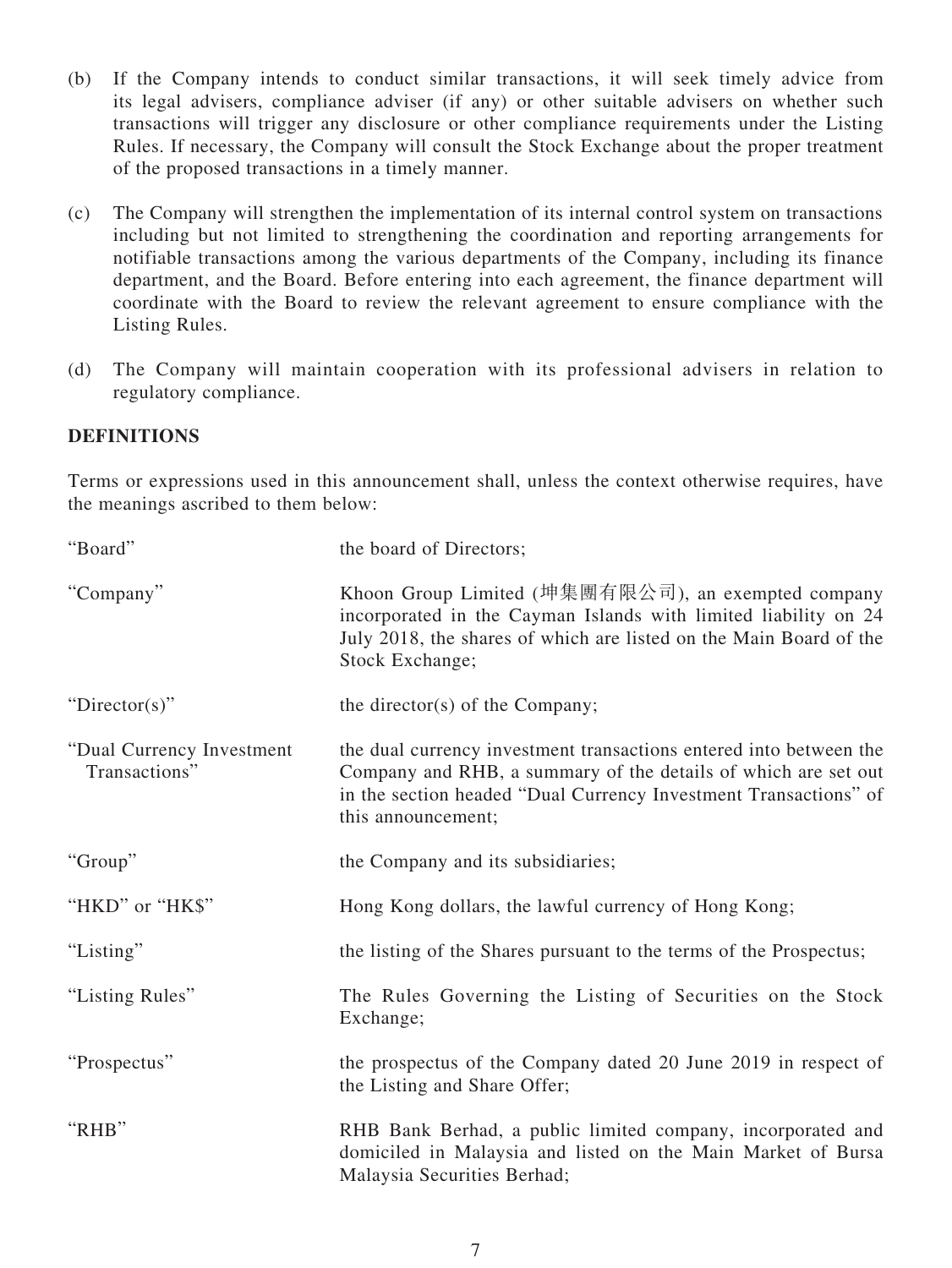(b) If the Company intends to conduct similar transactions, it will seek timely advice from its legal advisers, compliance adviser (if any) or other suitable advisers on whether such transactions will trigger any disclosure or other compliance requirements under the Listing Rules. If necessary, the Company will consult the Stock Exchange about the proper treatment of the proposed transactions in a timely manner.

(c) The Company will strengthen the implementation of its internal control system on transactions including but not limited to strengthening the coordination and reporting arrangements for notifiable transactions among the various departments of the Company, including its finance department, and the Board. Before entering into each agreement, the finance department will coordinate with the Board to review the relevant agreement to ensure compliance with the Listing Rules.

(d) The Company will maintain cooperation with its professional advisers in relation to regulatory compliance.

**DEFINITIONS**

Terms or expressions used in this announcement shall, unless the context otherwise requires, have the meanings ascribed to them below:

| | |
|---|---|
| "Board" | the board of Directors; |
| "Company" | Khoon Group Limited (坤集團有限公司), an exempted company incorporated in the Cayman Islands with limited liability on 24 July 2018, the shares of which are listed on the Main Board of the Stock Exchange; |
| "Director(s)" | the director(s) of the Company; |
| "Dual Currency Investment Transactions" | the dual currency investment transactions entered into between the Company and RHB, a summary of the details of which are set out in the section headed "Dual Currency Investment Transactions" of this announcement; |
| "Group" | the Company and its subsidiaries; |
| "HKD" or "HK$" | Hong Kong dollars, the lawful currency of Hong Kong; |
| "Listing" | the listing of the Shares pursuant to the terms of the Prospectus; |
| "Listing Rules" | The Rules Governing the Listing of Securities on the Stock Exchange; |
| "Prospectus" | the prospectus of the Company dated 20 June 2019 in respect of the Listing and Share Offer; |
| "RHB" | RHB Bank Berhad, a public limited company, incorporated and domiciled in Malaysia and listed on the Main Market of Bursa Malaysia Securities Berhad; |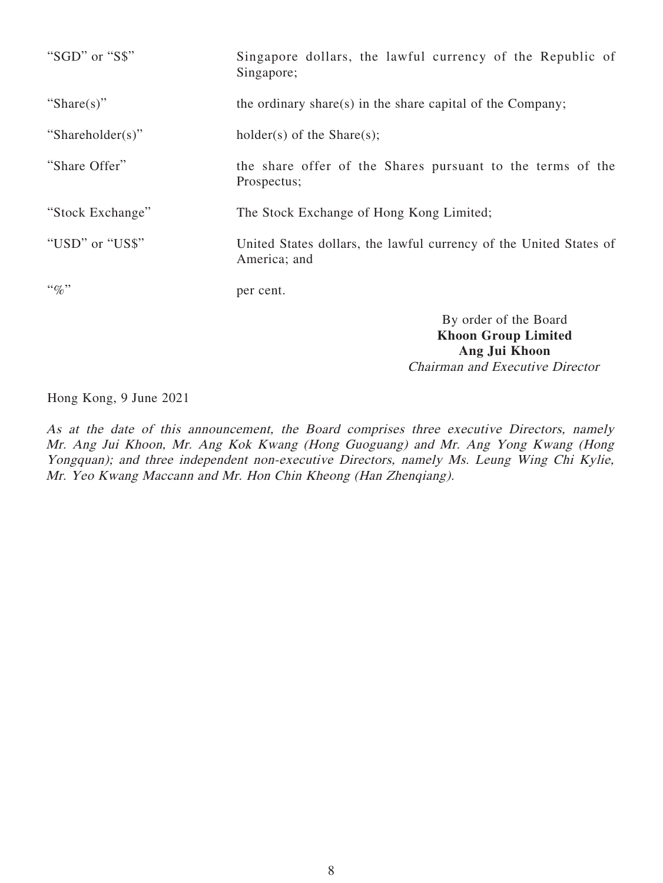| | |
|---|---|
| "SGD" or "S$" | Singapore dollars, the lawful currency of the Republic of Singapore; |
| "Share(s)" | the ordinary share(s) in the share capital of the Company; |
| "Shareholder(s)" | holder(s) of the Share(s); |
| "Share Offer" | the share offer of the Shares pursuant to the terms of the Prospectus; |
| "Stock Exchange" | The Stock Exchange of Hong Kong Limited; |
| "USD" or "US$" | United States dollars, the lawful currency of the United States of America; and |
| "%" | per cent. |

By order of the Board
**Khoon Group Limited**
**Ang Jui Khoon**
*Chairman and Executive Director*

Hong Kong, 9 June 2021

*As at the date of this announcement, the Board comprises three executive Directors, namely Mr. Ang Jui Khoon, Mr. Ang Kok Kwang (Hong Guoguang) and Mr. Ang Yong Kwang (Hong Yongquan); and three independent non-executive Directors, namely Ms. Leung Wing Chi Kylie, Mr. Yeo Kwang Maccann and Mr. Hon Chin Kheong (Han Zhenqiang).*